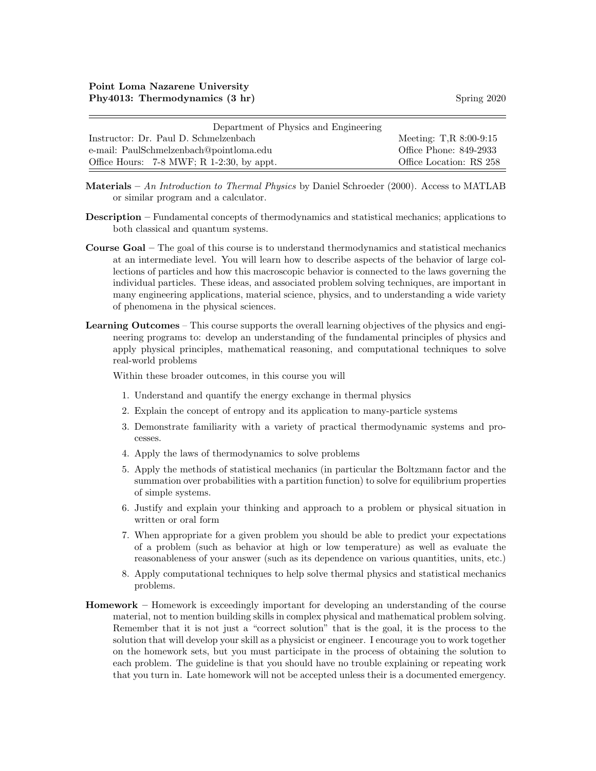**Point Loma Nazarene University**
**Phy4013: Thermodynamics (3 hr)** Spring 2020

| Department of Physics and Engineering | |
|---|---|
| Instructor: Dr. Paul D. Schmelzenbach | Meeting: T,R 8:00-9:15 |
| e-mail: PaulSchmelzenbach@pointloma.edu | Office Phone: 849-2933 |
| Office Hours: 7-8 MWF; R 1-2:30, by appt. | Office Location: RS 258 |

**Materials** – *An Introduction to Thermal Physics* by Daniel Schroeder (2000). Access to MATLAB or similar program and a calculator.

**Description** – Fundamental concepts of thermodynamics and statistical mechanics; applications to both classical and quantum systems.

**Course Goal** – The goal of this course is to understand thermodynamics and statistical mechanics at an intermediate level. You will learn how to describe aspects of the behavior of large collections of particles and how this macroscopic behavior is connected to the laws governing the individual particles. These ideas, and associated problem solving techniques, are important in many engineering applications, material science, physics, and to understanding a wide variety of phenomena in the physical sciences.

**Learning Outcomes** – This course supports the overall learning objectives of the physics and engineering programs to: develop an understanding of the fundamental principles of physics and apply physical principles, mathematical reasoning, and computational techniques to solve real-world problems

Within these broader outcomes, in this course you will

1. Understand and quantify the energy exchange in thermal physics
2. Explain the concept of entropy and its application to many-particle systems
3. Demonstrate familiarity with a variety of practical thermodynamic systems and processes.
4. Apply the laws of thermodynamics to solve problems
5. Apply the methods of statistical mechanics (in particular the Boltzmann factor and the summation over probabilities with a partition function) to solve for equilibrium properties of simple systems.
6. Justify and explain your thinking and approach to a problem or physical situation in written or oral form
7. When appropriate for a given problem you should be able to predict your expectations of a problem (such as behavior at high or low temperature) as well as evaluate the reasonableness of your answer (such as its dependence on various quantities, units, etc.)
8. Apply computational techniques to help solve thermal physics and statistical mechanics problems.

**Homework** – Homework is exceedingly important for developing an understanding of the course material, not to mention building skills in complex physical and mathematical problem solving. Remember that it is not just a "correct solution" that is the goal, it is the process to the solution that will develop your skill as a physicist or engineer. I encourage you to work together on the homework sets, but you must participate in the process of obtaining the solution to each problem. The guideline is that you should have no trouble explaining or repeating work that you turn in. Late homework will not be accepted unless their is a documented emergency.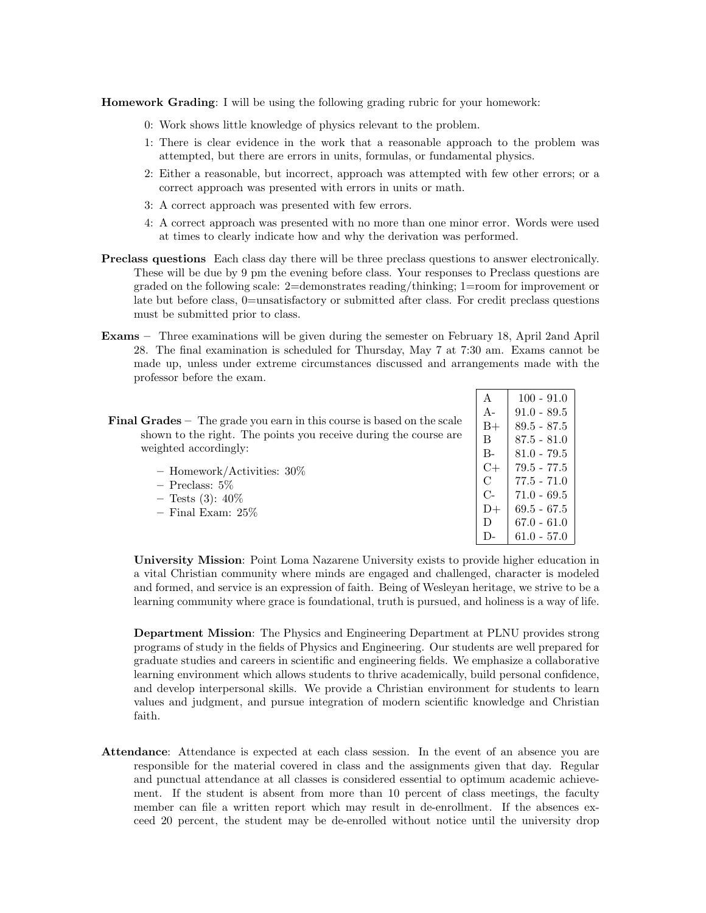**Homework Grading**: I will be using the following grading rubric for your homework:

- 0: Work shows little knowledge of physics relevant to the problem.
- 1: There is clear evidence in the work that a reasonable approach to the problem was attempted, but there are errors in units, formulas, or fundamental physics.
- 2: Either a reasonable, but incorrect, approach was attempted with few other errors; or a correct approach was presented with errors in units or math.
- 3: A correct approach was presented with few errors.
- 4: A correct approach was presented with no more than one minor error. Words were used at times to clearly indicate how and why the derivation was performed.

**Preclass questions** Each class day there will be three preclass questions to answer electronically. These will be due by 9 pm the evening before class. Your responses to Preclass questions are graded on the following scale: 2=demonstrates reading/thinking; 1=room for improvement or late but before class, 0=unsatisfactory or submitted after class. For credit preclass questions must be submitted prior to class.

**Exams** – Three examinations will be given during the semester on February 18, April 2and April 28. The final examination is scheduled for Thursday, May 7 at 7:30 am. Exams cannot be made up, unless under extreme circumstances discussed and arrangements made with the professor before the exam.

**Final Grades** – The grade you earn in this course is based on the scale shown to the right. The points you receive during the course are weighted accordingly:

- Homework/Activities: 30%
- Preclass: 5%
- Tests (3): 40%
- Final Exam: 25%

| Grade | Range |
|---|---|
| A | 100 - 91.0 |
| A- | 91.0 - 89.5 |
| B+ | 89.5 - 87.5 |
| B | 87.5 - 81.0 |
| B- | 81.0 - 79.5 |
| C+ | 79.5 - 77.5 |
| C | 77.5 - 71.0 |
| C- | 71.0 - 69.5 |
| D+ | 69.5 - 67.5 |
| D | 67.0 - 61.0 |
| D- | 61.0 - 57.0 |

**University Mission**: Point Loma Nazarene University exists to provide higher education in a vital Christian community where minds are engaged and challenged, character is modeled and formed, and service is an expression of faith. Being of Wesleyan heritage, we strive to be a learning community where grace is foundational, truth is pursued, and holiness is a way of life.

**Department Mission**: The Physics and Engineering Department at PLNU provides strong programs of study in the fields of Physics and Engineering. Our students are well prepared for graduate studies and careers in scientific and engineering fields. We emphasize a collaborative learning environment which allows students to thrive academically, build personal confidence, and develop interpersonal skills. We provide a Christian environment for students to learn values and judgment, and pursue integration of modern scientific knowledge and Christian faith.

**Attendance**: Attendance is expected at each class session. In the event of an absence you are responsible for the material covered in class and the assignments given that day. Regular and punctual attendance at all classes is considered essential to optimum academic achievement. If the student is absent from more than 10 percent of class meetings, the faculty member can file a written report which may result in de-enrollment. If the absences exceed 20 percent, the student may be de-enrolled without notice until the university drop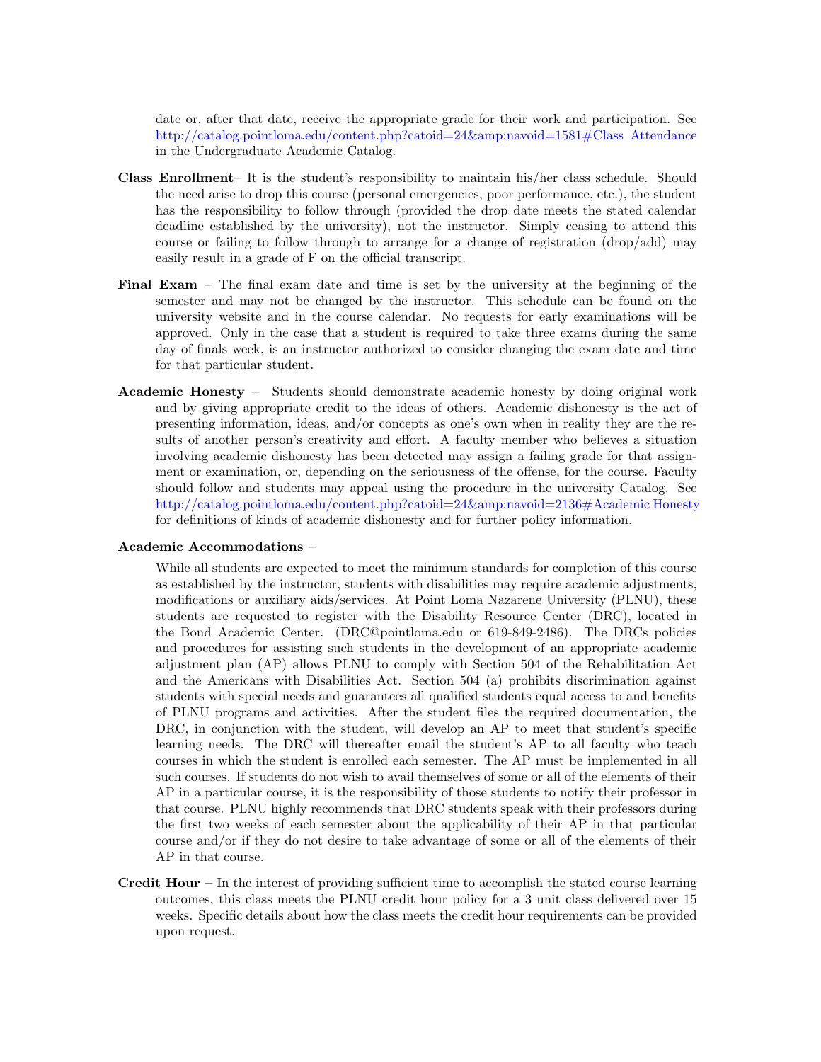date or, after that date, receive the appropriate grade for their work and participation. See http://catalog.pointloma.edu/content.php?catoid=24&amp;navoid=1581#Class Attendance in the Undergraduate Academic Catalog.

**Class Enrollment**– It is the student's responsibility to maintain his/her class schedule. Should the need arise to drop this course (personal emergencies, poor performance, etc.), the student has the responsibility to follow through (provided the drop date meets the stated calendar deadline established by the university), not the instructor. Simply ceasing to attend this course or failing to follow through to arrange for a change of registration (drop/add) may easily result in a grade of F on the official transcript.

**Final Exam** – The final exam date and time is set by the university at the beginning of the semester and may not be changed by the instructor. This schedule can be found on the university website and in the course calendar. No requests for early examinations will be approved. Only in the case that a student is required to take three exams during the same day of finals week, is an instructor authorized to consider changing the exam date and time for that particular student.

**Academic Honesty** – Students should demonstrate academic honesty by doing original work and by giving appropriate credit to the ideas of others. Academic dishonesty is the act of presenting information, ideas, and/or concepts as one's own when in reality they are the results of another person's creativity and effort. A faculty member who believes a situation involving academic dishonesty has been detected may assign a failing grade for that assignment or examination, or, depending on the seriousness of the offense, for the course. Faculty should follow and students may appeal using the procedure in the university Catalog. See http://catalog.pointloma.edu/content.php?catoid=24&amp;navoid=2136#Academic Honesty for definitions of kinds of academic dishonesty and for further policy information.

**Academic Accommodations** –

While all students are expected to meet the minimum standards for completion of this course as established by the instructor, students with disabilities may require academic adjustments, modifications or auxiliary aids/services. At Point Loma Nazarene University (PLNU), these students are requested to register with the Disability Resource Center (DRC), located in the Bond Academic Center. (DRC@pointloma.edu or 619-849-2486). The DRCs policies and procedures for assisting such students in the development of an appropriate academic adjustment plan (AP) allows PLNU to comply with Section 504 of the Rehabilitation Act and the Americans with Disabilities Act. Section 504 (a) prohibits discrimination against students with special needs and guarantees all qualified students equal access to and benefits of PLNU programs and activities. After the student files the required documentation, the DRC, in conjunction with the student, will develop an AP to meet that student's specific learning needs. The DRC will thereafter email the student's AP to all faculty who teach courses in which the student is enrolled each semester. The AP must be implemented in all such courses. If students do not wish to avail themselves of some or all of the elements of their AP in a particular course, it is the responsibility of those students to notify their professor in that course. PLNU highly recommends that DRC students speak with their professors during the first two weeks of each semester about the applicability of their AP in that particular course and/or if they do not desire to take advantage of some or all of the elements of their AP in that course.

**Credit Hour** – In the interest of providing sufficient time to accomplish the stated course learning outcomes, this class meets the PLNU credit hour policy for a 3 unit class delivered over 15 weeks. Specific details about how the class meets the credit hour requirements can be provided upon request.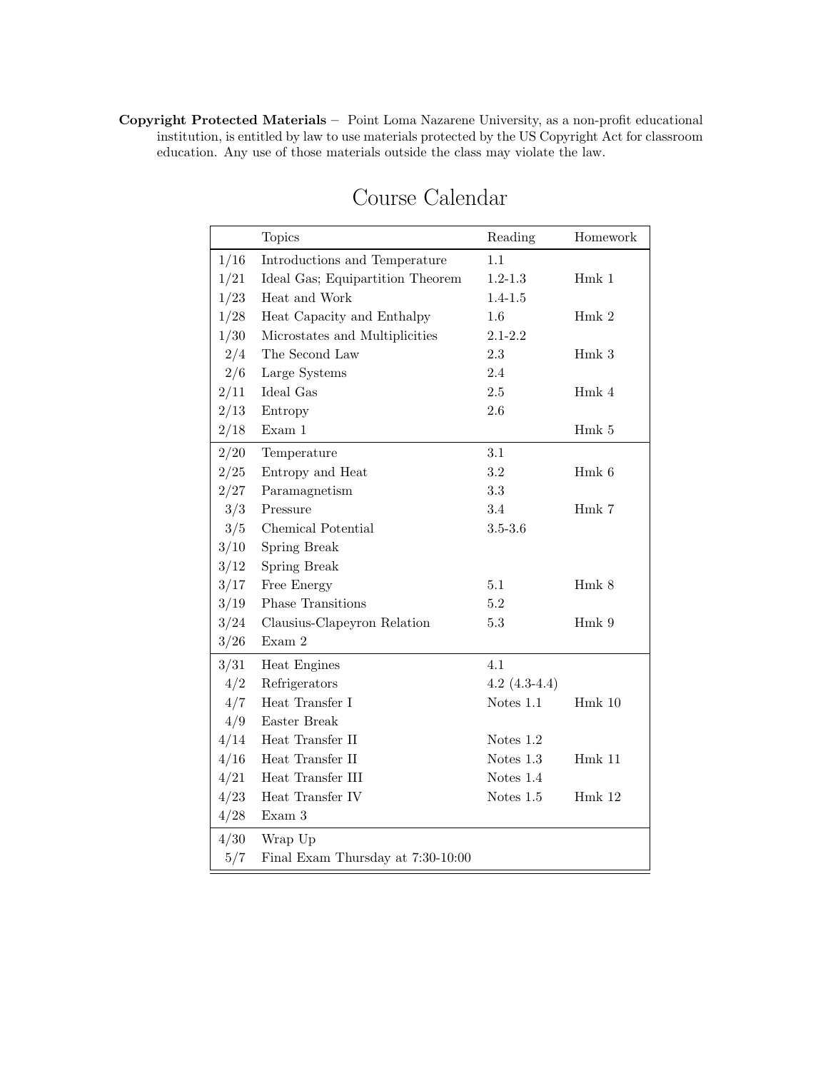**Copyright Protected Materials** – Point Loma Nazarene University, as a non-profit educational institution, is entitled by law to use materials protected by the US Copyright Act for classroom education. Any use of those materials outside the class may violate the law.

# Course Calendar

| | Topics | Reading | Homework |
|---|---|---|---|
| 1/16 | Introductions and Temperature | 1.1 | |
| 1/21 | Ideal Gas; Equipartition Theorem | 1.2-1.3 | Hmk 1 |
| 1/23 | Heat and Work | 1.4-1.5 | |
| 1/28 | Heat Capacity and Enthalpy | 1.6 | Hmk 2 |
| 1/30 | Microstates and Multiplicities | 2.1-2.2 | |
| 2/4 | The Second Law | 2.3 | Hmk 3 |
| 2/6 | Large Systems | 2.4 | |
| 2/11 | Ideal Gas | 2.5 | Hmk 4 |
| 2/13 | Entropy | 2.6 | |
| 2/18 | Exam 1 | | Hmk 5 |
| 2/20 | Temperature | 3.1 | |
| 2/25 | Entropy and Heat | 3.2 | Hmk 6 |
| 2/27 | Paramagnetism | 3.3 | |
| 3/3 | Pressure | 3.4 | Hmk 7 |
| 3/5 | Chemical Potential | 3.5-3.6 | |
| 3/10 | Spring Break | | |
| 3/12 | Spring Break | | |
| 3/17 | Free Energy | 5.1 | Hmk 8 |
| 3/19 | Phase Transitions | 5.2 | |
| 3/24 | Clausius-Clapeyron Relation | 5.3 | Hmk 9 |
| 3/26 | Exam 2 | | |
| 3/31 | Heat Engines | 4.1 | |
| 4/2 | Refrigerators | 4.2 (4.3-4.4) | |
| 4/7 | Heat Transfer I | Notes 1.1 | Hmk 10 |
| 4/9 | Easter Break | | |
| 4/14 | Heat Transfer II | Notes 1.2 | |
| 4/16 | Heat Transfer II | Notes 1.3 | Hmk 11 |
| 4/21 | Heat Transfer III | Notes 1.4 | |
| 4/23 | Heat Transfer IV | Notes 1.5 | Hmk 12 |
| 4/28 | Exam 3 | | |
| 4/30 | Wrap Up | | |
| 5/7 | Final Exam Thursday at 7:30-10:00 | | |